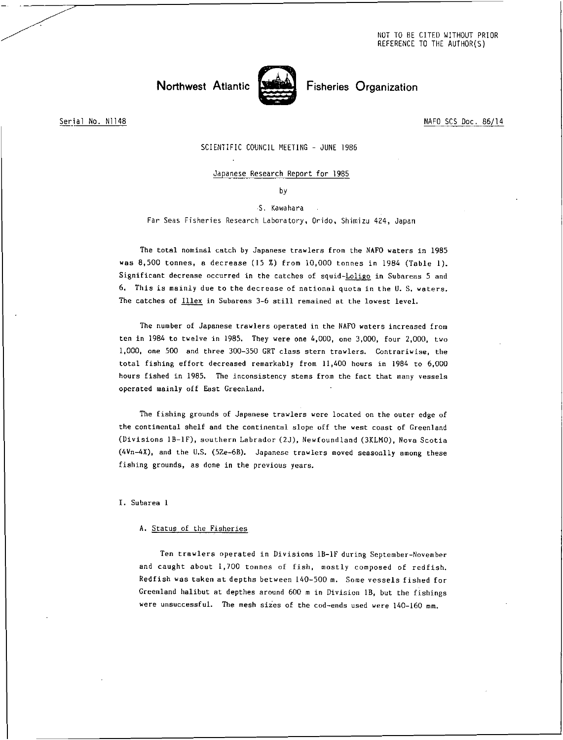NOT TO BE CITED WITHOUT PRIOR REFERENCE TO THE AUTHOR(S)

# Northwest Atlantic Fisheries Organization

Serial No. N1148 NAFO SCS Doc. 86/14

SCIENTIFIC COUNCIL MEETING - JUNE 1986

## Japanese Research Report for 1985

by

S. Kawahara

Far Seas Fisheries Research Laboratory, Orido, Shimizu 424, Japan

The total nominal catch by Japanese trawlers from the NAFO waters in 1985 was 8,500 tonnes, a decrease (15 %) from 10,000 tonnes in 1984 (Table 1). Significant decrease occurred in the catches of squid-*Loligo* in Subareas 5 and 6. This is mainly due to the decrease of national quota in the U. S. waters. The catches of *Illex* in Subareas 3-6 still remained at the lowest level.

The number of Japanese trawlers operated in the NAFO waters increased from ten in 1984 to twelve in 1985. They were one 4,000, one 3,000, four 2,000, two 1,000, one 500 and three 300-350 GRT class stern trawlers. Contrariwise, the total fishing effort decreased remarkably from 11,400 hours in 1984 to 6,000 hours fished in 1985. The inconsistency stems from the fact that many vessels operated mainly off East Greenland.

The fishing grounds of Japanese trawlers were located on the outer edge of the continental shelf and the continental slope off the west coast of Greenland (Divisions 1B-1F), southern Labrador (2J), Newfoundland (3KLMO), Nova Scotia (4Vn-4X), and the U.S. (5Ze-6B). Japanese trawlers moved seasonlly among these fishing grounds, as done in the previous years.

## I. Subarea 1

### A. Status of the Fisheries

Ten trawlers operated in Divisions 1B-1F during September-November and caught about 1,700 tonnes of fish, mostly composed of redfish. Redfish was taken at depths between 140-500 m. Some vessels fished for Greenland halibut at depthes around 600 m in Division 1B, but the fishings were unsuccessful. The mesh sizes of the cod-ends used were 140-160 mm.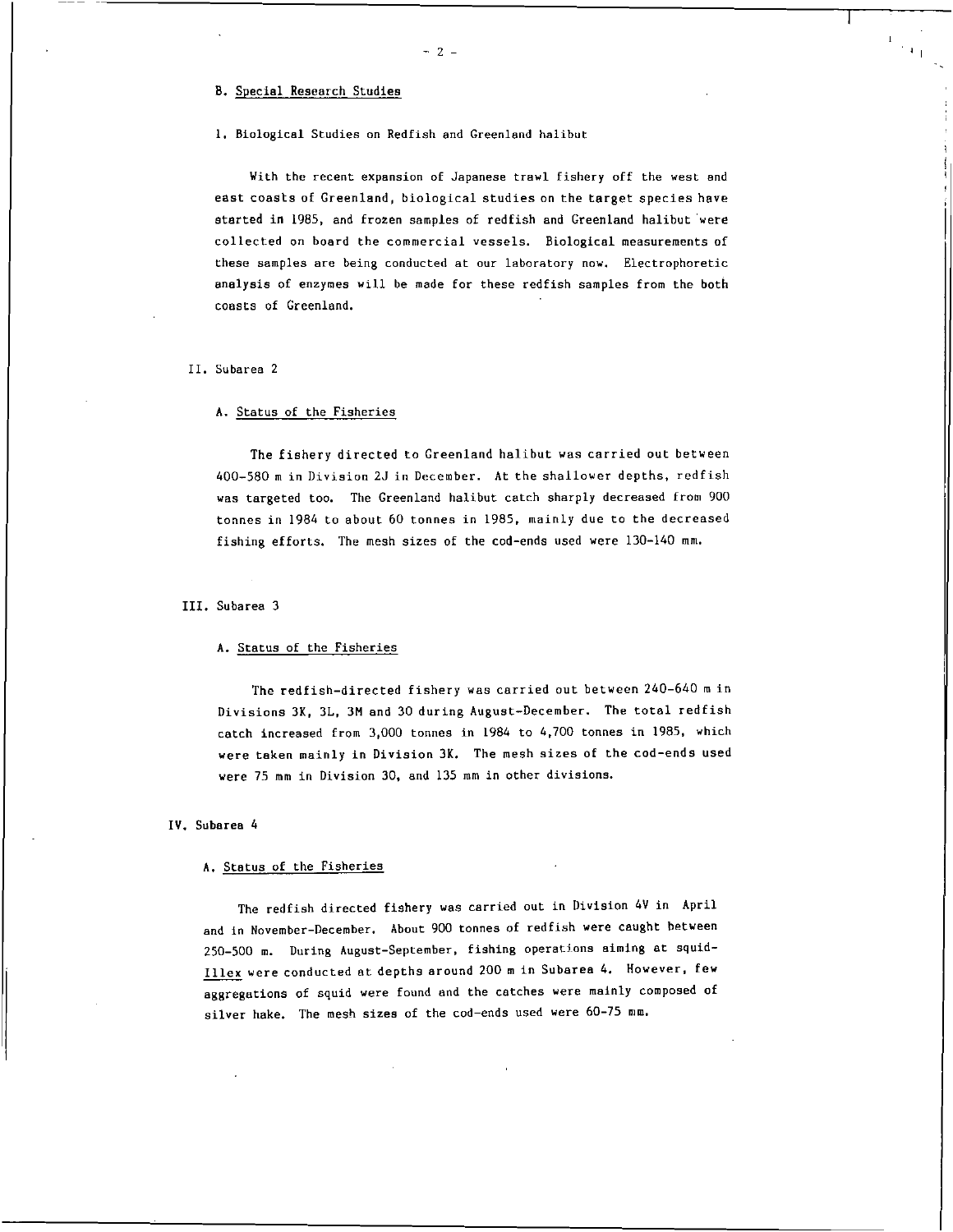### B. Special Research Studies

1. Biological Studies on Redfish and Greenland halibut

With the recent expansion of Japanese trawl fishery off the west and east coasts of Greenland, biological studies on the target species have started in 1985, and frozen samples of redfish and Greenland halibut were collected on board the commercial vessels. Biological measurements of these samples are being conducted at our laboratory now. Electrophoretic analysis of enzymes will be made for these redfish samples from the both coasts of Greenland.

## II. Subarea 2

### A. Status of the Fisheries

The fishery directed to Greenland halibut was carried out between 400-580 m in Division 2J in December. At the shallower depths, redfish was targeted too. The Greenland halibut catch sharply decreased from 900 tonnes in 1984 to about 60 tonnes in 1985, mainly due to the decreased fishing efforts. The mesh sizes of the cod-ends used were 130-140 mm.

## III. Subarea 3

### A. Status of the Fisheries

The redfish-directed fishery was carried out between 240-640 m in Divisions 3K, 3L, 3M and 3O during August-December. The total redfish catch increased from 3,000 tonnes in 1984 to 4,700 tonnes in 1985, which were taken mainly in Division 3K. The mesh sizes of the cod-ends used were 75 mm in Division 3O, and 135 mm in other divisions.

## IV. Subarea 4

### A. Status of the Fisheries

The redfish directed fishery was carried out in Division 4V in April and in November-December. About 900 tonnes of redfish were caught between 250-500 m. During August-September, fishing operations aiming at squid-*Illex* were conducted at depths around 200 m in Subarea 4. However, few aggregations of squid were found and the catches were mainly composed of silver hake. The mesh sizes of the cod-ends used were 60-75 mm.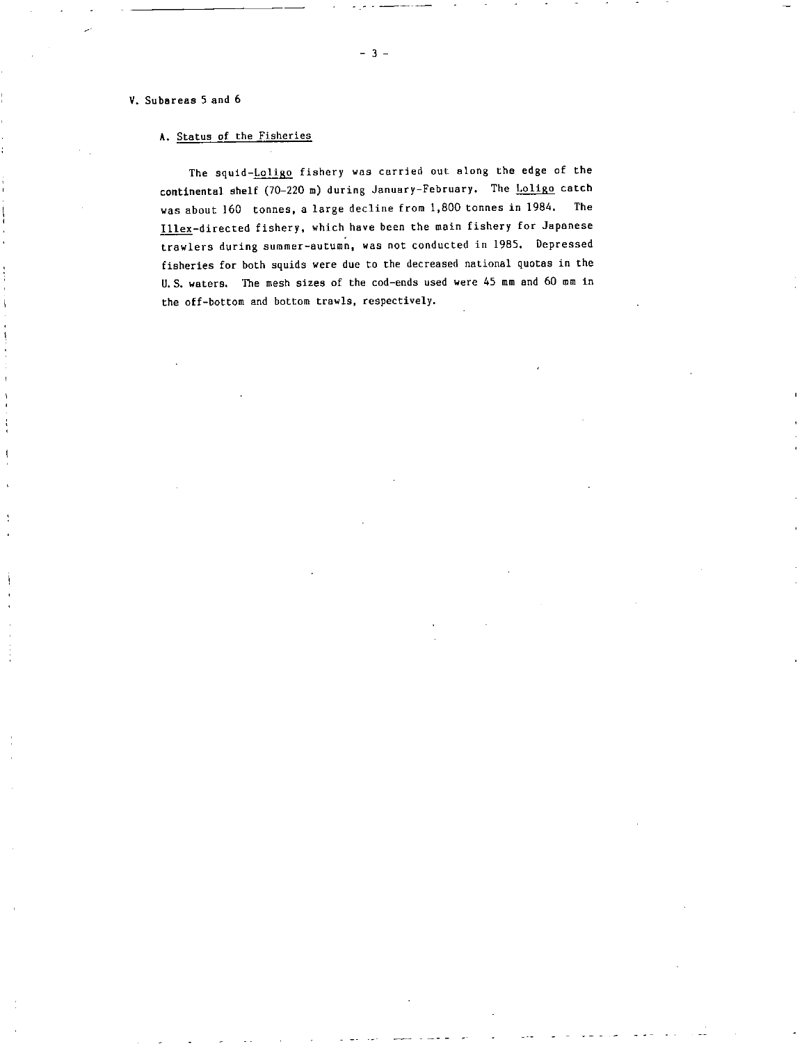## V. Subareas 5 and 6

### A. Status of the Fisheries

The squid-*Loligo* fishery was carried out along the edge of the continental shelf (70-220 m) during January-February. The *Loligo* catch was about 160 tonnes, a large decline from 1,800 tonnes in 1984. The *Illex*-directed fishery, which have been the main fishery for Japanese trawlers during summer-autumn, was not conducted in 1985. Depressed fisheries for both squids were due to the decreased national quotas in the U. S. waters. The mesh sizes of the cod-ends used were 45 mm and 60 mm in the off-bottom and bottom trawls, respectively.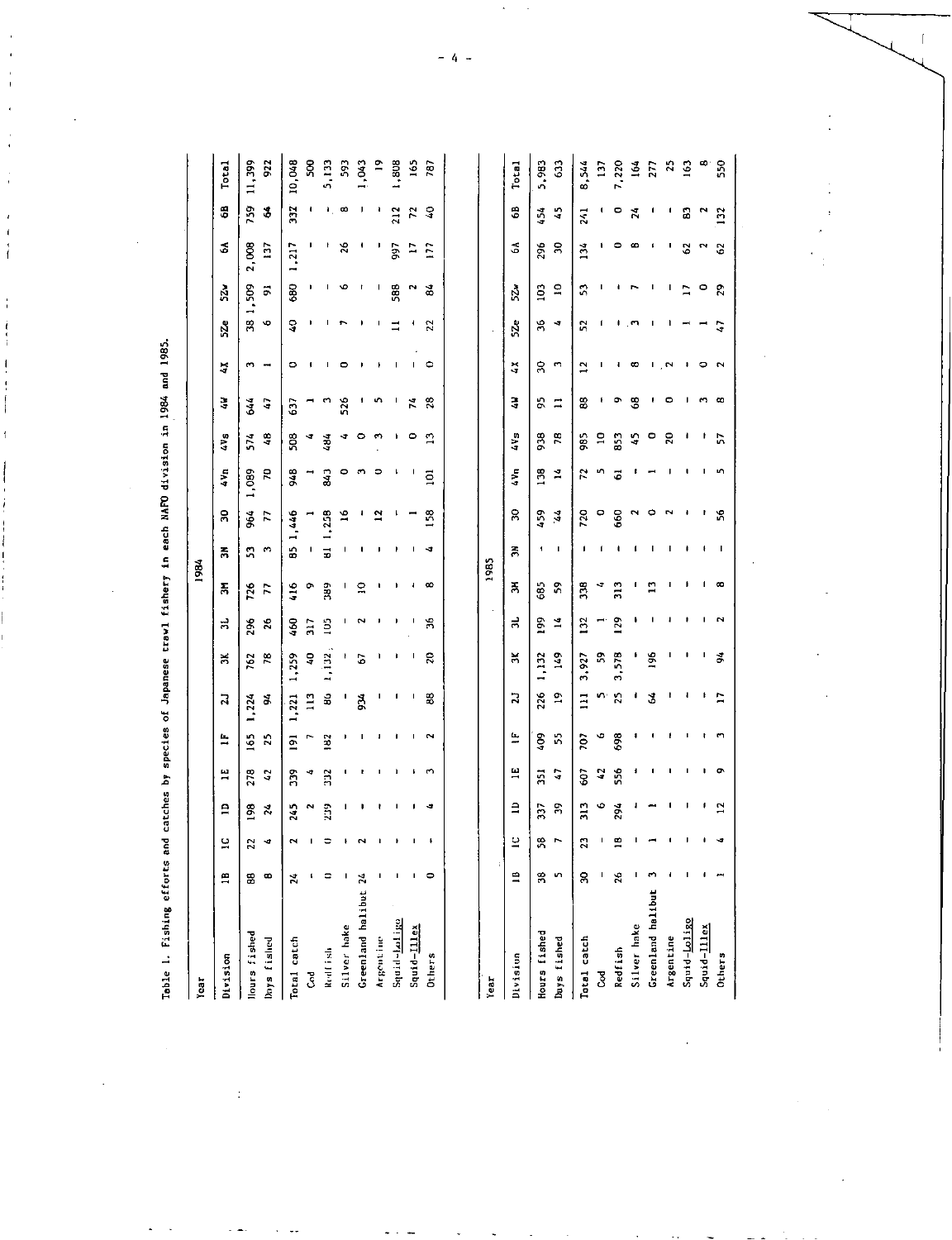Table 1. Fishing efforts and catches by species of Japanese trawl fishery in each NAFO division in 1984 and 1985.

| Year | 1984 | | | | | | | | | | | | | | | | | | | |
|---|---|---|---|---|---|---|---|---|---|---|---|---|---|---|---|---|---|---|---|---|
| Division | 1B | 1C | 1D | 1E | 1F | 2J | 3K | 3L | 3M | 3N | 3O | 4Vn | 4Vs | 4W | 4X | 5Ze | 5Zw | 6A | 6B | Total |
| Hours fished | 88 | 22 | 198 | 278 | 165 | 1,224 | 762 | 296 | 726 | 53 | 964 | 1,089 | 574 | 644 | 3 | 38 | 1,509 | 2,008 | 759 | 11,399 |
| Days fished | 8 | 4 | 24 | 42 | 25 | 94 | 78 | 26 | 77 | 3 | 77 | 70 | 48 | 47 | 1 | 6 | 91 | 137 | 64 | 922 |
| Total catch | 24 | 2 | 245 | 339 | 191 | 1,221 | 1,259 | 460 | 416 | 85 | 1,446 | 948 | 508 | 637 | 0 | 40 | 680 | 1,217 | 332 | 10,048 |
| Cod | - | - | 2 | 4 | 7 | 113 | 40 | 317 | 9 | - | 1 | 1 | 4 | 1 | - | - | - | - | - | 500 |
| Redfish | 0 | 0 | 239 | 332 | 182 | 86 | 1,132 | 105 | 389 | 81 | 1,258 | 843 | 484 | 3 | - | - | - | - | - | 5,133 |
| Silver hake | - | - | - | - | - | - | - | - | - | - | 16 | 0 | 4 | 526 | 0 | 7 | 6 | 26 | 8 | 593 |
| Greenland halibut | 24 | 2 | - | - | - | 934 | 67 | 2 | 10 | - | - | 3 | 0 | - | - | - | - | - | - | 1,043 |
| Argentine | - | - | - | - | - | - | - | - | - | - | 12 | 0 | 3 | 5 | - | - | - | - | - | 19 |
| Squid-*Loligo* | - | - | - | - | - | - | - | - | - | - | - | - | - | - | - | 11 | 588 | 997 | 212 | 1,808 |
| Squid-*Illex* | - | - | - | - | - | - | - | - | - | - | 1 | - | 0 | 74 | - | - | 2 | 17 | 72 | 165 |
| Others | 0 | - | 4 | 3 | 2 | 88 | 20 | 36 | 8 | 4 | 158 | 101 | 13 | 28 | 0 | 22 | 84 | 177 | 40 | 787 |

| Year | 1985 | | | | | | | | | | | | | | | | | | | |
|---|---|---|---|---|---|---|---|---|---|---|---|---|---|---|---|---|---|---|---|---|
| Division | 1B | 1C | 1D | 1E | 1F | 2J | 3K | 3L | 3M | 3N | 3O | 4Vn | 4Vs | 4W | 4X | 5Ze | 5Zw | 6A | 6B | Total |
| Hours fished | 38 | 58 | 337 | 351 | 409 | 226 | 1,132 | 199 | 685 | - | 459 | 138 | 938 | 95 | 30 | 36 | 103 | 296 | 454 | 5,983 |
| Days fished | 5 | 7 | 39 | 47 | 55 | 19 | 149 | 14 | 59 | - | 44 | 14 | 78 | 11 | 3 | 4 | 10 | 30 | 45 | 633 |
| Total catch | 30 | 23 | 313 | 607 | 707 | 111 | 3,927 | 132 | 338 | - | 720 | 72 | 985 | 88 | 12 | 52 | 53 | 134 | 241 | 8,544 |
| Cod | - | - | 6 | 42 | 6 | 5 | 59 | 1 | 4 | - | 0 | 5 | 10 | - | - | - | - | - | - | 137 |
| Redfish | 26 | 18 | 294 | 556 | 698 | 25 | 3,578 | 129 | 313 | - | 660 | 61 | 853 | 9 | - | - | - | 0 | 0 | 7,220 |
| Silver hake | - | - | - | - | - | - | - | - | - | - | 2 | - | 45 | 68 | 8 | 3 | 7 | 8 | 24 | 164 |
| Greenland halibut | 3 | 1 | 1 | - | - | 64 | 196 | - | 13 | - | 0 | 1 | 0 | - | - | - | - | - | - | 277 |
| Argentine | - | - | - | - | - | - | - | - | - | - | 2 | - | 20 | 0 | 2 | - | - | - | - | 25 |
| Squid-*Loligo* | - | - | - | - | - | - | - | - | - | - | - | - | - | - | - | 1 | 17 | 62 | 83 | 163 |
| Squid-*Illex* | - | - | - | - | - | - | - | - | - | - | - | - | - | 3 | 0 | 1 | 0 | 2 | 2 | 8 |
| Others | 1 | 4 | 12 | 9 | 3 | 17 | 94 | 2 | 8 | - | 56 | 5 | 57 | 8 | 2 | 47 | 29 | 62 | 132 | 550 |